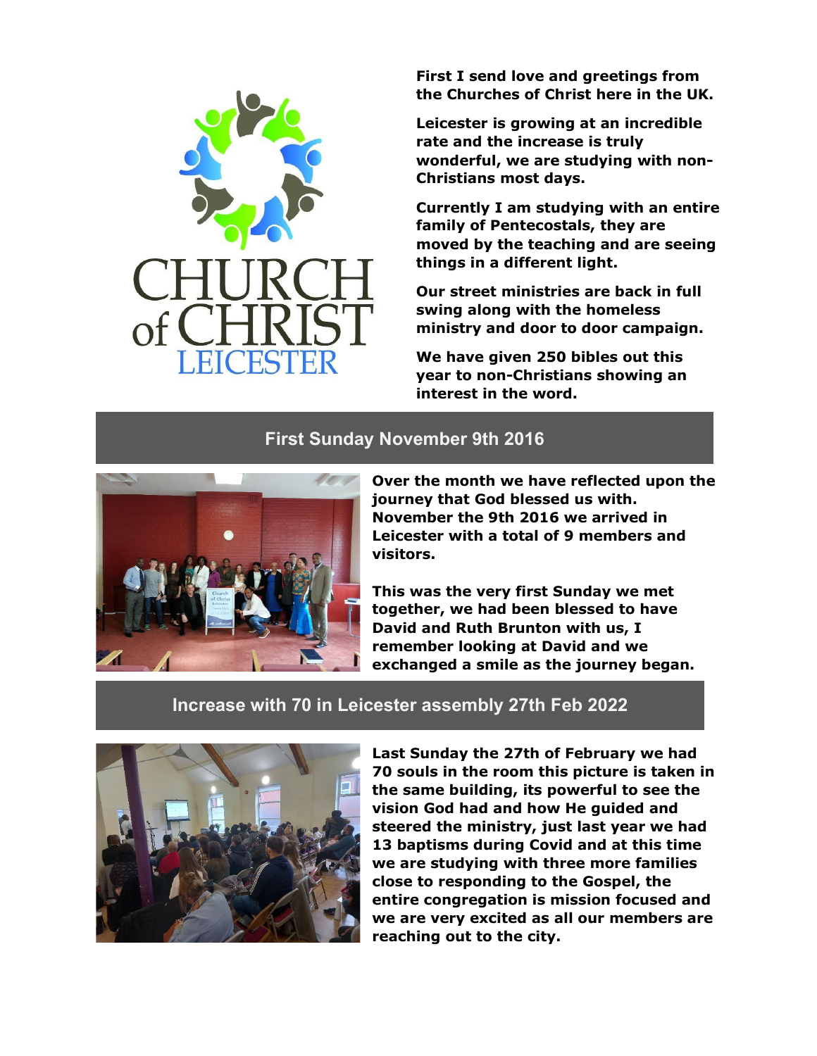CHURCH of CHRIST LEICESTER

**First I send love and greetings from the Churches of Christ here in the UK.**

**Leicester is growing at an incredible rate and the increase is truly wonderful, we are studying with non-Christians most days.**

**Currently I am studying with an entire family of Pentecostals, they are moved by the teaching and are seeing things in a different light.**

**Our street ministries are back in full swing along with the homeless ministry and door to door campaign.**

**We have given 250 bibles out this year to non-Christians showing an interest in the word.**

## First Sunday November 9th 2016

**Over the month we have reflected upon the journey that God blessed us with. November the 9th 2016 we arrived in Leicester with a total of 9 members and visitors.**

**This was the very first Sunday we met together, we had been blessed to have David and Ruth Brunton with us, I remember looking at David and we exchanged a smile as the journey began.**

## Increase with 70 in Leicester assembly 27th Feb 2022

**Last Sunday the 27th of February we had 70 souls in the room this picture is taken in the same building, its powerful to see the vision God had and how He guided and steered the ministry, just last year we had 13 baptisms during Covid and at this time we are studying with three more families close to responding to the Gospel, the entire congregation is mission focused and we are very excited as all our members are reaching out to the city.**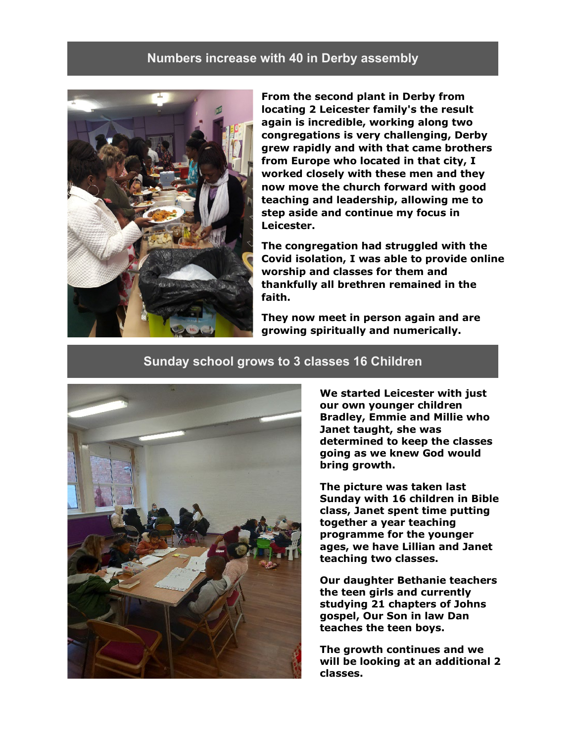## Numbers increase with 40 in Derby assembly

**From the second plant in Derby from locating 2 Leicester family's the result again is incredible, working along two congregations is very challenging, Derby grew rapidly and with that came brothers from Europe who located in that city, I worked closely with these men and they now move the church forward with good teaching and leadership, allowing me to step aside and continue my focus in Leicester.**

**The congregation had struggled with the Covid isolation, I was able to provide online worship and classes for them and thankfully all brethren remained in the faith.**

**They now meet in person again and are growing spiritually and numerically.**

## Sunday school grows to 3 classes 16 Children

**We started Leicester with just our own younger children Bradley, Emmie and Millie who Janet taught, she was determined to keep the classes going as we knew God would bring growth.**

**The picture was taken last Sunday with 16 children in Bible class, Janet spent time putting together a year teaching programme for the younger ages, we have Lillian and Janet teaching two classes.**

**Our daughter Bethanie teachers the teen girls and currently studying 21 chapters of Johns gospel, Our Son in law Dan teaches the teen boys.**

**The growth continues and we will be looking at an additional 2 classes.**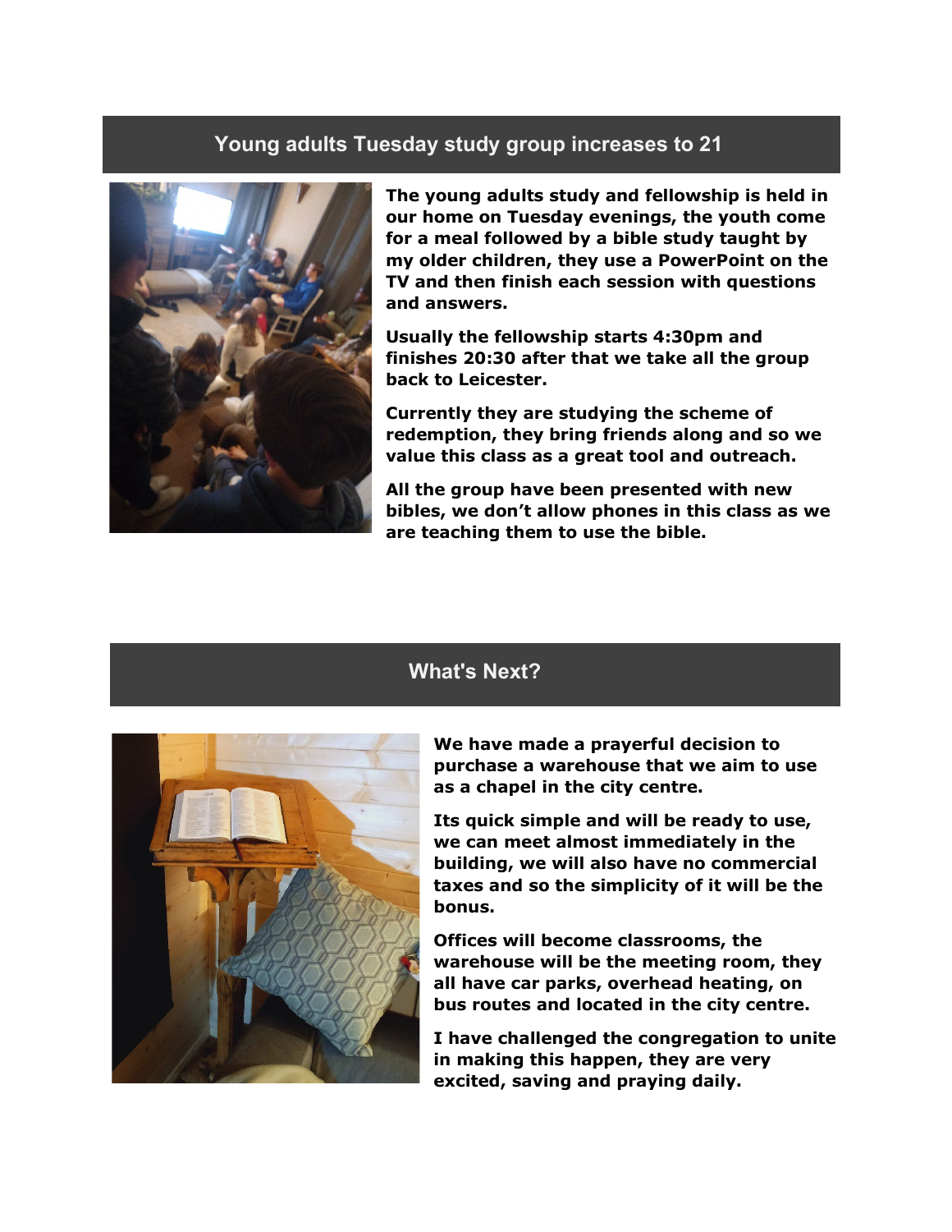## Young adults Tuesday study group increases to 21

**The young adults study and fellowship is held in our home on Tuesday evenings, the youth come for a meal followed by a bible study taught by my older children, they use a PowerPoint on the TV and then finish each session with questions and answers.**

**Usually the fellowship starts 4:30pm and finishes 20:30 after that we take all the group back to Leicester.**

**Currently they are studying the scheme of redemption, they bring friends along and so we value this class as a great tool and outreach.**

**All the group have been presented with new bibles, we don't allow phones in this class as we are teaching them to use the bible.**

## What's Next?

**We have made a prayerful decision to purchase a warehouse that we aim to use as a chapel in the city centre.**

**Its quick simple and will be ready to use, we can meet almost immediately in the building, we will also have no commercial taxes and so the simplicity of it will be the bonus.**

**Offices will become classrooms, the warehouse will be the meeting room, they all have car parks, overhead heating, on bus routes and located in the city centre.**

**I have challenged the congregation to unite in making this happen, they are very excited, saving and praying daily.**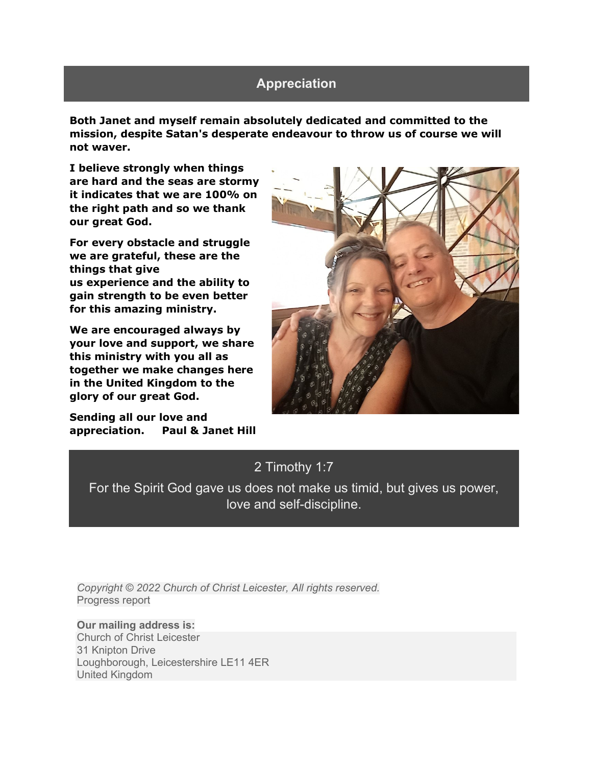## Appreciation

**Both Janet and myself remain absolutely dedicated and committed to the mission, despite Satan's desperate endeavour to throw us of course we will not waver.**

**I believe strongly when things are hard and the seas are stormy it indicates that we are 100% on the right path and so we thank our great God.**

**For every obstacle and struggle we are grateful, these are the things that give us experience and the ability to gain strength to be even better for this amazing ministry.**

**We are encouraged always by your love and support, we share this ministry with you all as together we make changes here in the United Kingdom to the glory of our great God.**

**Sending all our love and appreciation. Paul & Janet Hill**

2 Timothy 1:7

For the Spirit God gave us does not make us timid, but gives us power, love and self-discipline.

*Copyright © 2022 Church of Christ Leicester, All rights reserved.*
Progress report

**Our mailing address is:**
Church of Christ Leicester
31 Knipton Drive
Loughborough, Leicestershire LE11 4ER
United Kingdom